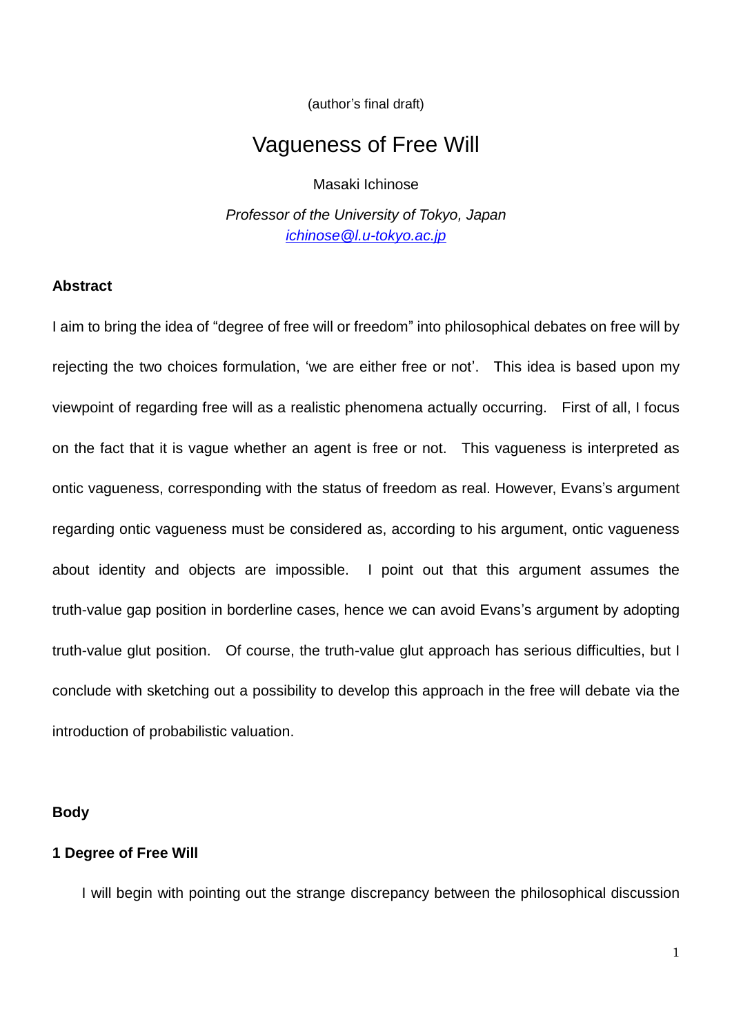(author's final draft)

# Vagueness of Free Will

Masaki Ichinose

*Professor of the University of Tokyo, Japan*
*ichinose@l.u-tokyo.ac.jp*

**Abstract**

I aim to bring the idea of "degree of free will or freedom" into philosophical debates on free will by rejecting the two choices formulation, 'we are either free or not'. This idea is based upon my viewpoint of regarding free will as a realistic phenomena actually occurring. First of all, I focus on the fact that it is vague whether an agent is free or not. This vagueness is interpreted as ontic vagueness, corresponding with the status of freedom as real. However, Evans's argument regarding ontic vagueness must be considered as, according to his argument, ontic vagueness about identity and objects are impossible. I point out that this argument assumes the truth-value gap position in borderline cases, hence we can avoid Evans's argument by adopting truth-value glut position. Of course, the truth-value glut approach has serious difficulties, but I conclude with sketching out a possibility to develop this approach in the free will debate via the introduction of probabilistic valuation.

**Body**

**1 Degree of Free Will**

I will begin with pointing out the strange discrepancy between the philosophical discussion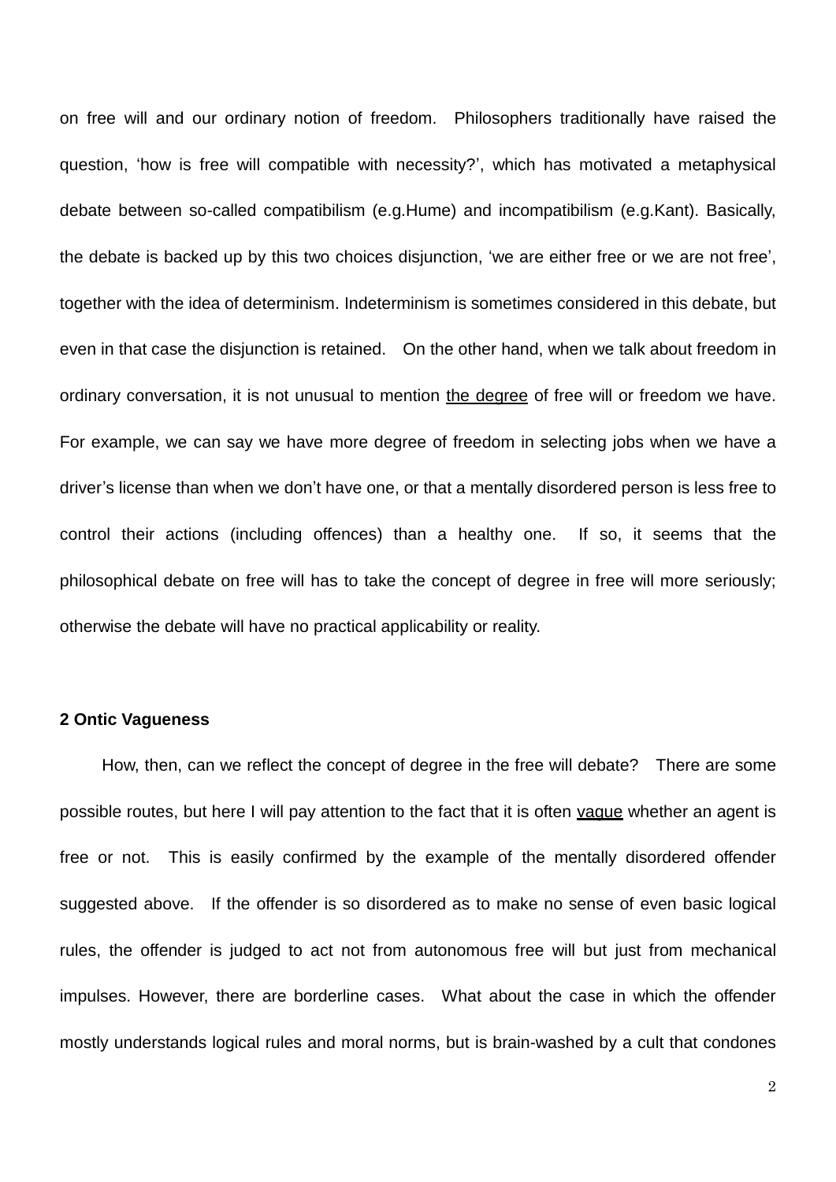on free will and our ordinary notion of freedom. Philosophers traditionally have raised the question, 'how is free will compatible with necessity?', which has motivated a metaphysical debate between so-called compatibilism (e.g.Hume) and incompatibilism (e.g.Kant). Basically, the debate is backed up by this two choices disjunction, 'we are either free or we are not free', together with the idea of determinism. Indeterminism is sometimes considered in this debate, but even in that case the disjunction is retained. On the other hand, when we talk about freedom in ordinary conversation, it is not unusual to mention <u>the degree</u> of free will or freedom we have. For example, we can say we have more degree of freedom in selecting jobs when we have a driver's license than when we don't have one, or that a mentally disordered person is less free to control their actions (including offences) than a healthy one. If so, it seems that the philosophical debate on free will has to take the concept of degree in free will more seriously; otherwise the debate will have no practical applicability or reality.

## 2 Ontic Vagueness

How, then, can we reflect the concept of degree in the free will debate? There are some possible routes, but here I will pay attention to the fact that it is often <u>vague</u> whether an agent is free or not. This is easily confirmed by the example of the mentally disordered offender suggested above. If the offender is so disordered as to make no sense of even basic logical rules, the offender is judged to act not from autonomous free will but just from mechanical impulses. However, there are borderline cases. What about the case in which the offender mostly understands logical rules and moral norms, but is brain-washed by a cult that condones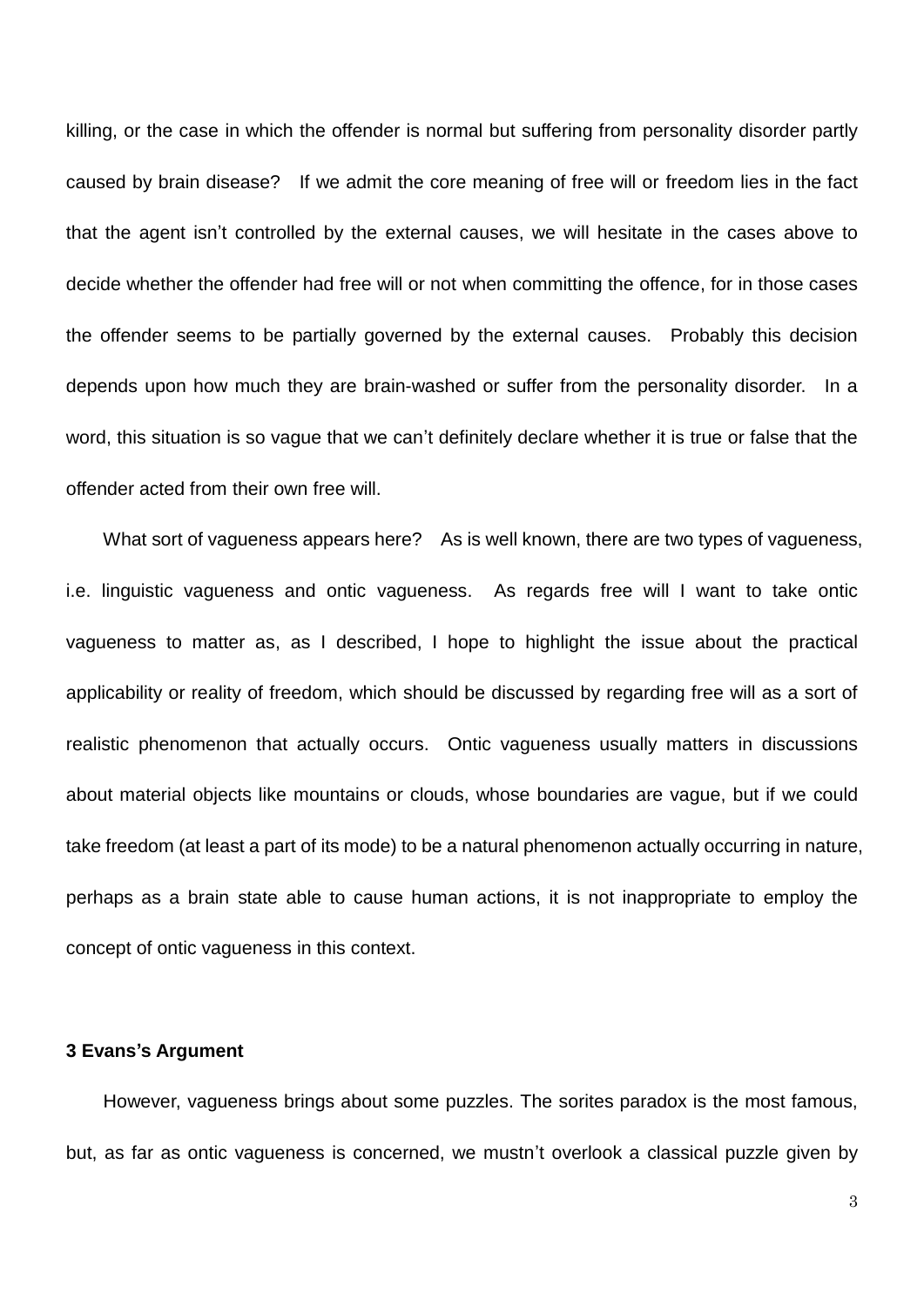killing, or the case in which the offender is normal but suffering from personality disorder partly caused by brain disease? If we admit the core meaning of free will or freedom lies in the fact that the agent isn't controlled by the external causes, we will hesitate in the cases above to decide whether the offender had free will or not when committing the offence, for in those cases the offender seems to be partially governed by the external causes. Probably this decision depends upon how much they are brain-washed or suffer from the personality disorder. In a word, this situation is so vague that we can't definitely declare whether it is true or false that the offender acted from their own free will.

What sort of vagueness appears here? As is well known, there are two types of vagueness, i.e. linguistic vagueness and ontic vagueness. As regards free will I want to take ontic vagueness to matter as, as I described, I hope to highlight the issue about the practical applicability or reality of freedom, which should be discussed by regarding free will as a sort of realistic phenomenon that actually occurs. Ontic vagueness usually matters in discussions about material objects like mountains or clouds, whose boundaries are vague, but if we could take freedom (at least a part of its mode) to be a natural phenomenon actually occurring in nature, perhaps as a brain state able to cause human actions, it is not inappropriate to employ the concept of ontic vagueness in this context.

### 3 Evans's Argument

However, vagueness brings about some puzzles. The sorites paradox is the most famous, but, as far as ontic vagueness is concerned, we mustn't overlook a classical puzzle given by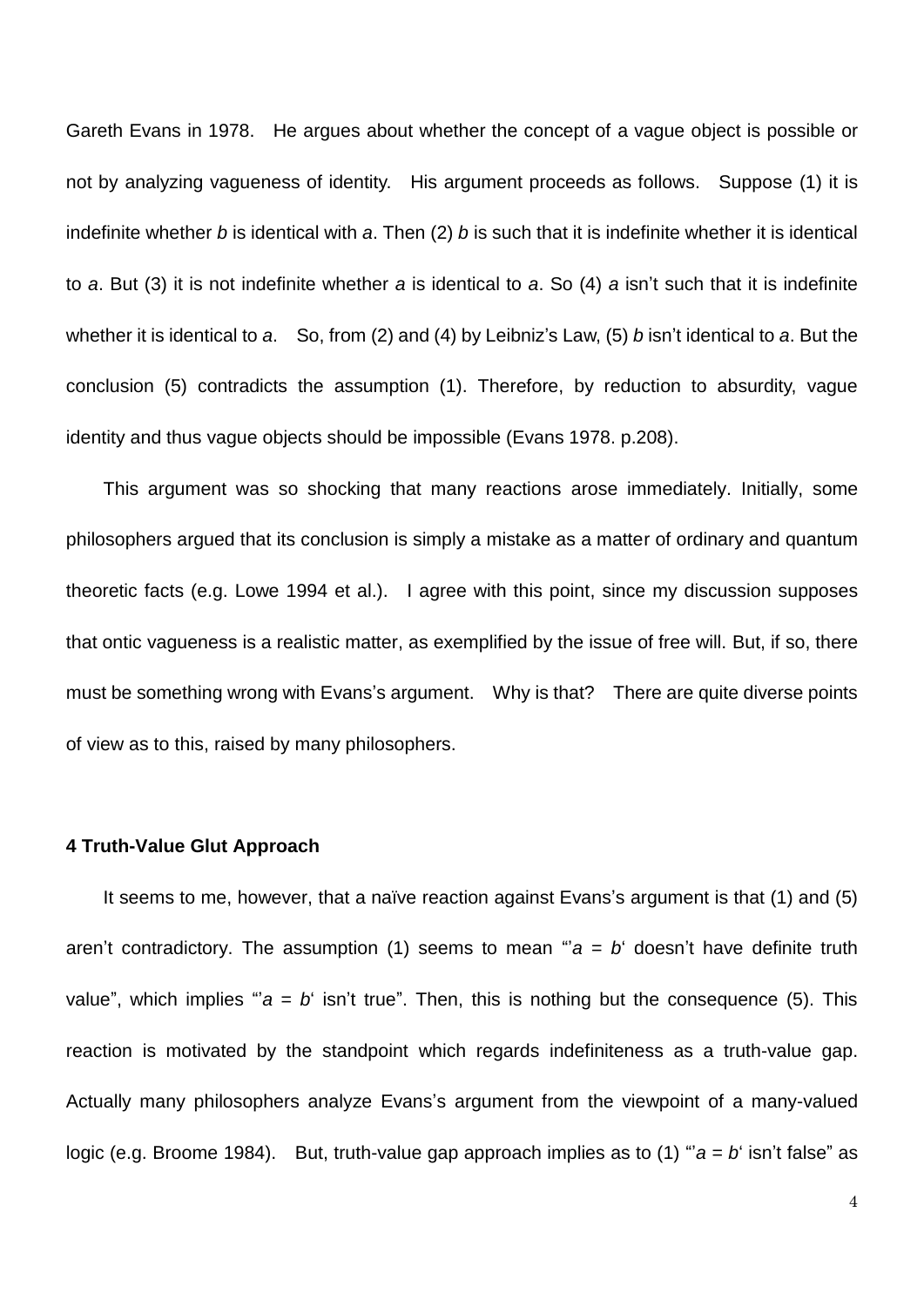Gareth Evans in 1978. He argues about whether the concept of a vague object is possible or not by analyzing vagueness of identity. His argument proceeds as follows. Suppose (1) it is indefinite whether *b* is identical with *a*. Then (2) *b* is such that it is indefinite whether it is identical to *a*. But (3) it is not indefinite whether *a* is identical to *a*. So (4) *a* isn't such that it is indefinite whether it is identical to *a*. So, from (2) and (4) by Leibniz's Law, (5) *b* isn't identical to *a*. But the conclusion (5) contradicts the assumption (1). Therefore, by reduction to absurdity, vague identity and thus vague objects should be impossible (Evans 1978. p.208).

This argument was so shocking that many reactions arose immediately. Initially, some philosophers argued that its conclusion is simply a mistake as a matter of ordinary and quantum theoretic facts (e.g. Lowe 1994 et al.). I agree with this point, since my discussion supposes that ontic vagueness is a realistic matter, as exemplified by the issue of free will. But, if so, there must be something wrong with Evans's argument. Why is that? There are quite diverse points of view as to this, raised by many philosophers.

### 4 Truth-Value Glut Approach

It seems to me, however, that a naïve reaction against Evans's argument is that (1) and (5) aren't contradictory. The assumption (1) seems to mean "'*a* = *b*' doesn't have definite truth value", which implies "'*a* = *b*' isn't true". Then, this is nothing but the consequence (5). This reaction is motivated by the standpoint which regards indefiniteness as a truth-value gap. Actually many philosophers analyze Evans's argument from the viewpoint of a many-valued logic (e.g. Broome 1984). But, truth-value gap approach implies as to (1) "'*a* = *b*' isn't false" as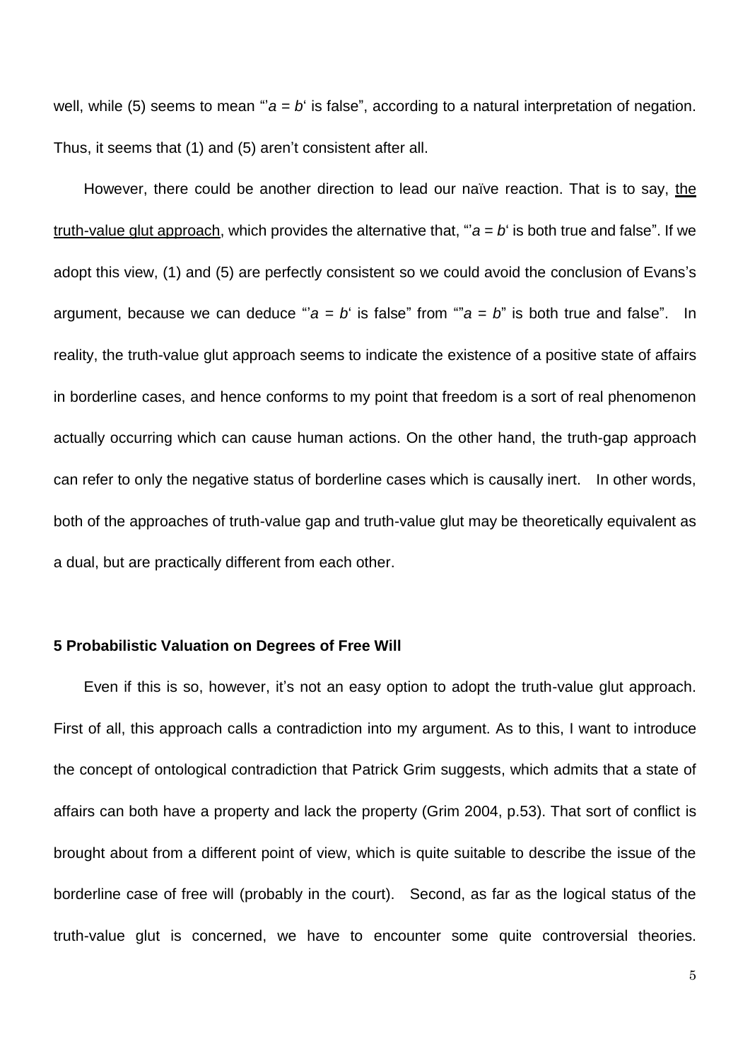well, while (5) seems to mean "'*a* = *b*' is false", according to a natural interpretation of negation. Thus, it seems that (1) and (5) aren't consistent after all.

However, there could be another direction to lead our naïve reaction. That is to say, <u>the truth-value glut approach</u>, which provides the alternative that, "'*a* = *b*' is both true and false". If we adopt this view, (1) and (5) are perfectly consistent so we could avoid the conclusion of Evans's argument, because we can deduce "'*a* = *b*' is false" from ""*a* = *b*" is both true and false". In reality, the truth-value glut approach seems to indicate the existence of a positive state of affairs in borderline cases, and hence conforms to my point that freedom is a sort of real phenomenon actually occurring which can cause human actions. On the other hand, the truth-gap approach can refer to only the negative status of borderline cases which is causally inert. In other words, both of the approaches of truth-value gap and truth-value glut may be theoretically equivalent as a dual, but are practically different from each other.

## 5 Probabilistic Valuation on Degrees of Free Will

Even if this is so, however, it's not an easy option to adopt the truth-value glut approach. First of all, this approach calls a contradiction into my argument. As to this, I want to introduce the concept of ontological contradiction that Patrick Grim suggests, which admits that a state of affairs can both have a property and lack the property (Grim 2004, p.53). That sort of conflict is brought about from a different point of view, which is quite suitable to describe the issue of the borderline case of free will (probably in the court). Second, as far as the logical status of the truth-value glut is concerned, we have to encounter some quite controversial theories.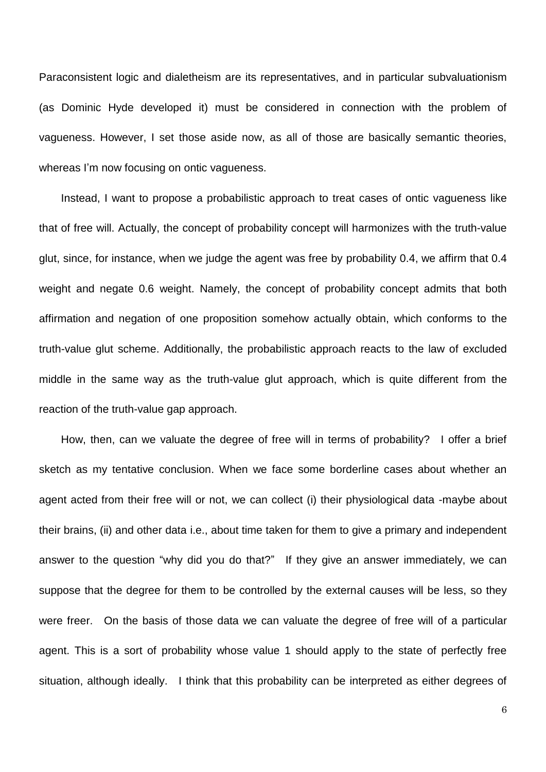Paraconsistent logic and dialetheism are its representatives, and in particular subvaluationism (as Dominic Hyde developed it) must be considered in connection with the problem of vagueness. However, I set those aside now, as all of those are basically semantic theories, whereas I'm now focusing on ontic vagueness.

Instead, I want to propose a probabilistic approach to treat cases of ontic vagueness like that of free will. Actually, the concept of probability concept will harmonizes with the truth-value glut, since, for instance, when we judge the agent was free by probability 0.4, we affirm that 0.4 weight and negate 0.6 weight. Namely, the concept of probability concept admits that both affirmation and negation of one proposition somehow actually obtain, which conforms to the truth-value glut scheme. Additionally, the probabilistic approach reacts to the law of excluded middle in the same way as the truth-value glut approach, which is quite different from the reaction of the truth-value gap approach.

How, then, can we valuate the degree of free will in terms of probability? I offer a brief sketch as my tentative conclusion. When we face some borderline cases about whether an agent acted from their free will or not, we can collect (i) their physiological data -maybe about their brains, (ii) and other data i.e., about time taken for them to give a primary and independent answer to the question "why did you do that?" If they give an answer immediately, we can suppose that the degree for them to be controlled by the external causes will be less, so they were freer. On the basis of those data we can valuate the degree of free will of a particular agent. This is a sort of probability whose value 1 should apply to the state of perfectly free situation, although ideally. I think that this probability can be interpreted as either degrees of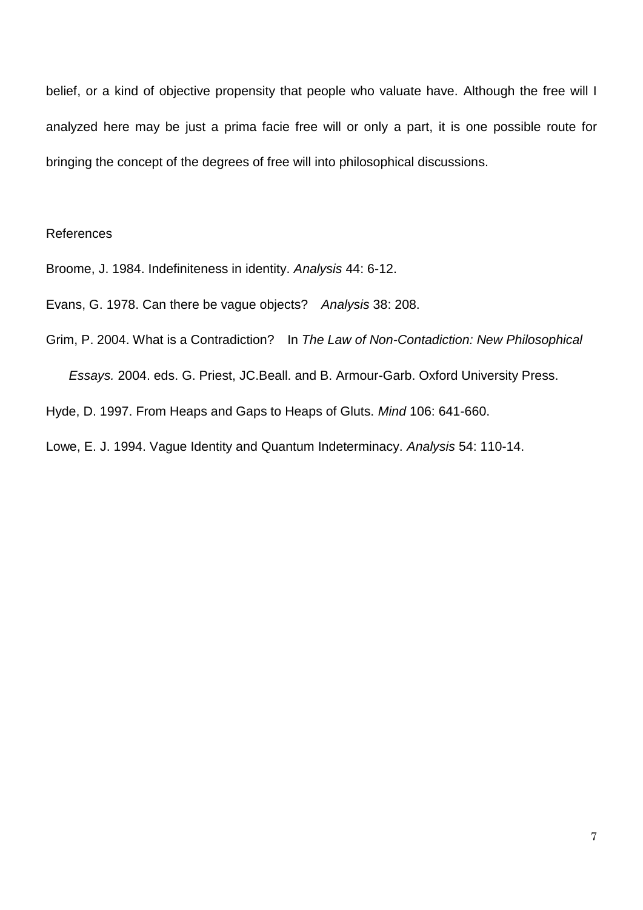belief, or a kind of objective propensity that people who valuate have. Although the free will I analyzed here may be just a prima facie free will or only a part, it is one possible route for bringing the concept of the degrees of free will into philosophical discussions.

## References

Broome, J. 1984. Indefiniteness in identity. *Analysis* 44: 6-12.

Evans, G. 1978. Can there be vague objects? *Analysis* 38: 208.

Grim, P. 2004. What is a Contradiction? In *The Law of Non-Contadiction: New Philosophical Essays.* 2004. eds. G. Priest, JC.Beall. and B. Armour-Garb. Oxford University Press.

Hyde, D. 1997. From Heaps and Gaps to Heaps of Gluts. *Mind* 106: 641-660.

Lowe, E. J. 1994. Vague Identity and Quantum Indeterminacy. *Analysis* 54: 110-14.